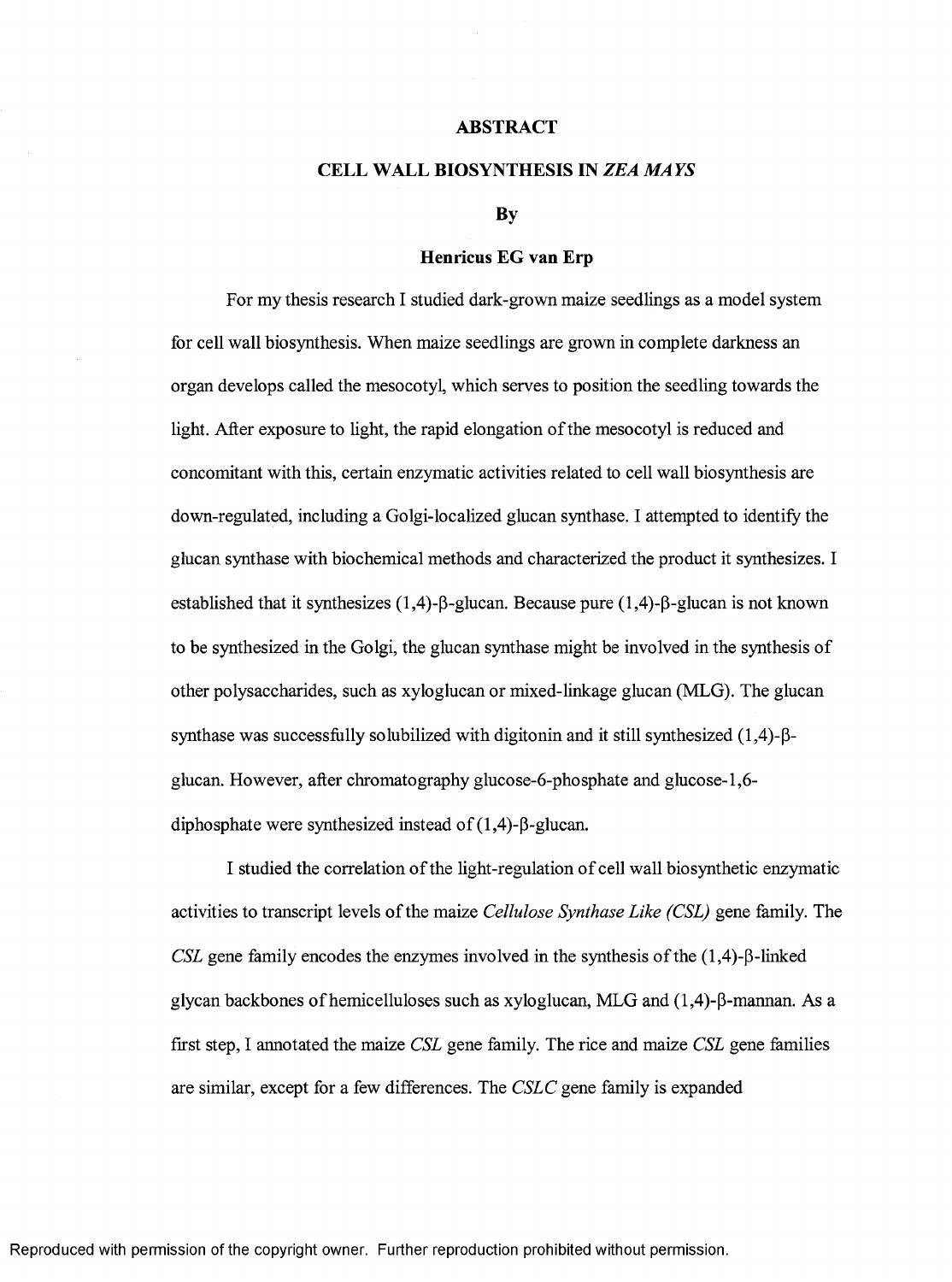# ABSTRACT

## CELL WALL BIOSYNTHESIS IN *ZEA MAYS*

**By**

**Henricus EG van Erp**

For my thesis research I studied dark-grown maize seedlings as a model system for cell wall biosynthesis. When maize seedlings are grown in complete darkness an organ develops called the mesocotyl, which serves to position the seedling towards the light. After exposure to light, the rapid elongation of the mesocotyl is reduced and concomitant with this, certain enzymatic activities related to cell wall biosynthesis are down-regulated, including a Golgi-localized glucan synthase. I attempted to identify the glucan synthase with biochemical methods and characterized the product it synthesizes. I established that it synthesizes (1,4)-β-glucan. Because pure (1,4)-β-glucan is not known to be synthesized in the Golgi, the glucan synthase might be involved in the synthesis of other polysaccharides, such as xyloglucan or mixed-linkage glucan (MLG). The glucan synthase was successfully solubilized with digitonin and it still synthesized (1,4)-β-glucan. However, after chromatography glucose-6-phosphate and glucose-1,6-diphosphate were synthesized instead of (1,4)-β-glucan.

I studied the correlation of the light-regulation of cell wall biosynthetic enzymatic activities to transcript levels of the maize *Cellulose Synthase Like (CSL)* gene family. The *CSL* gene family encodes the enzymes involved in the synthesis of the (1,4)-β-linked glycan backbones of hemicelluloses such as xyloglucan, MLG and (1,4)-β-mannan. As a first step, I annotated the maize *CSL* gene family. The rice and maize *CSL* gene families are similar, except for a few differences. The *CSLC* gene family is expanded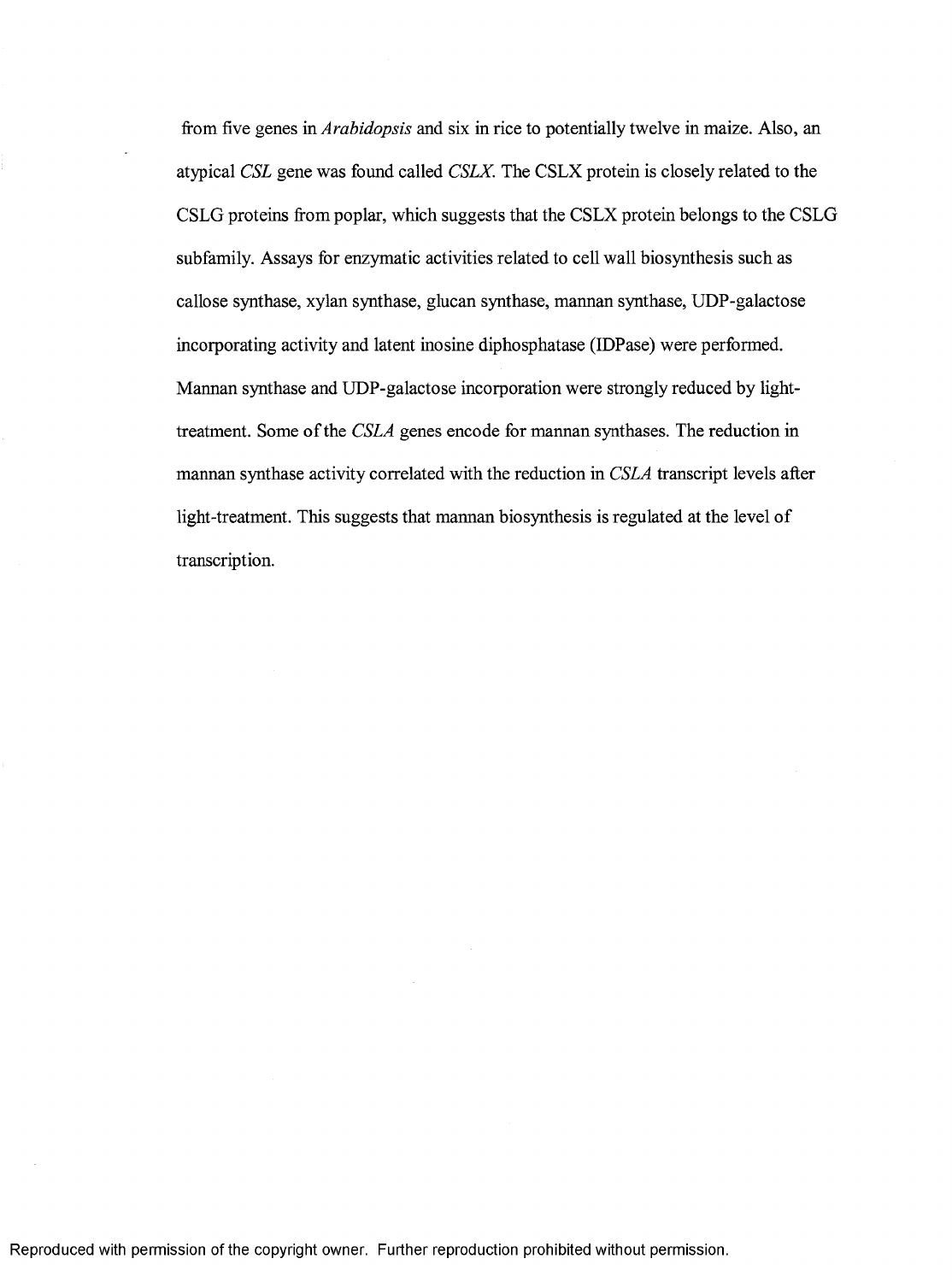from five genes in *Arabidopsis* and six in rice to potentially twelve in maize. Also, an atypical *CSL* gene was found called *CSLX*. The CSLX protein is closely related to the CSLG proteins from poplar, which suggests that the CSLX protein belongs to the CSLG subfamily. Assays for enzymatic activities related to cell wall biosynthesis such as callose synthase, xylan synthase, glucan synthase, mannan synthase, UDP-galactose incorporating activity and latent inosine diphosphatase (IDPase) were performed. Mannan synthase and UDP-galactose incorporation were strongly reduced by light-treatment. Some of the *CSLA* genes encode for mannan synthases. The reduction in mannan synthase activity correlated with the reduction in *CSLA* transcript levels after light-treatment. This suggests that mannan biosynthesis is regulated at the level of transcription.